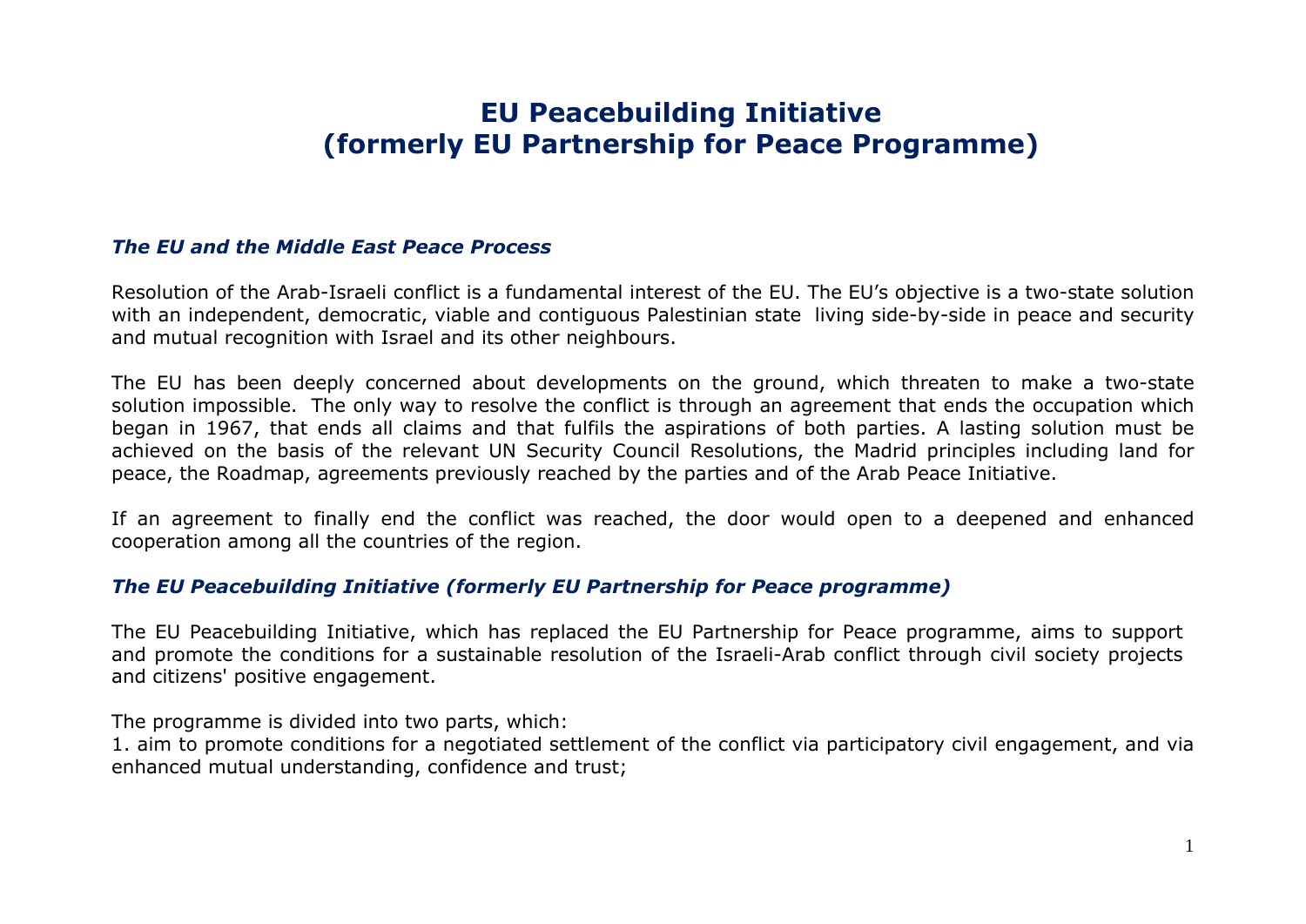# EU Peacebuilding Initiative
# (formerly EU Partnership for Peace Programme)

### *The EU and the Middle East Peace Process*

Resolution of the Arab-Israeli conflict is a fundamental interest of the EU. The EU's objective is a two-state solution with an independent, democratic, viable and contiguous Palestinian state living side-by-side in peace and security and mutual recognition with Israel and its other neighbours.

The EU has been deeply concerned about developments on the ground, which threaten to make a two-state solution impossible. The only way to resolve the conflict is through an agreement that ends the occupation which began in 1967, that ends all claims and that fulfils the aspirations of both parties. A lasting solution must be achieved on the basis of the relevant UN Security Council Resolutions, the Madrid principles including land for peace, the Roadmap, agreements previously reached by the parties and of the Arab Peace Initiative.

If an agreement to finally end the conflict was reached, the door would open to a deepened and enhanced cooperation among all the countries of the region.

### *The EU Peacebuilding Initiative (formerly EU Partnership for Peace programme)*

The EU Peacebuilding Initiative, which has replaced the EU Partnership for Peace programme, aims to support and promote the conditions for a sustainable resolution of the Israeli-Arab conflict through civil society projects and citizens' positive engagement.

The programme is divided into two parts, which:

1. aim to promote conditions for a negotiated settlement of the conflict via participatory civil engagement, and via enhanced mutual understanding, confidence and trust;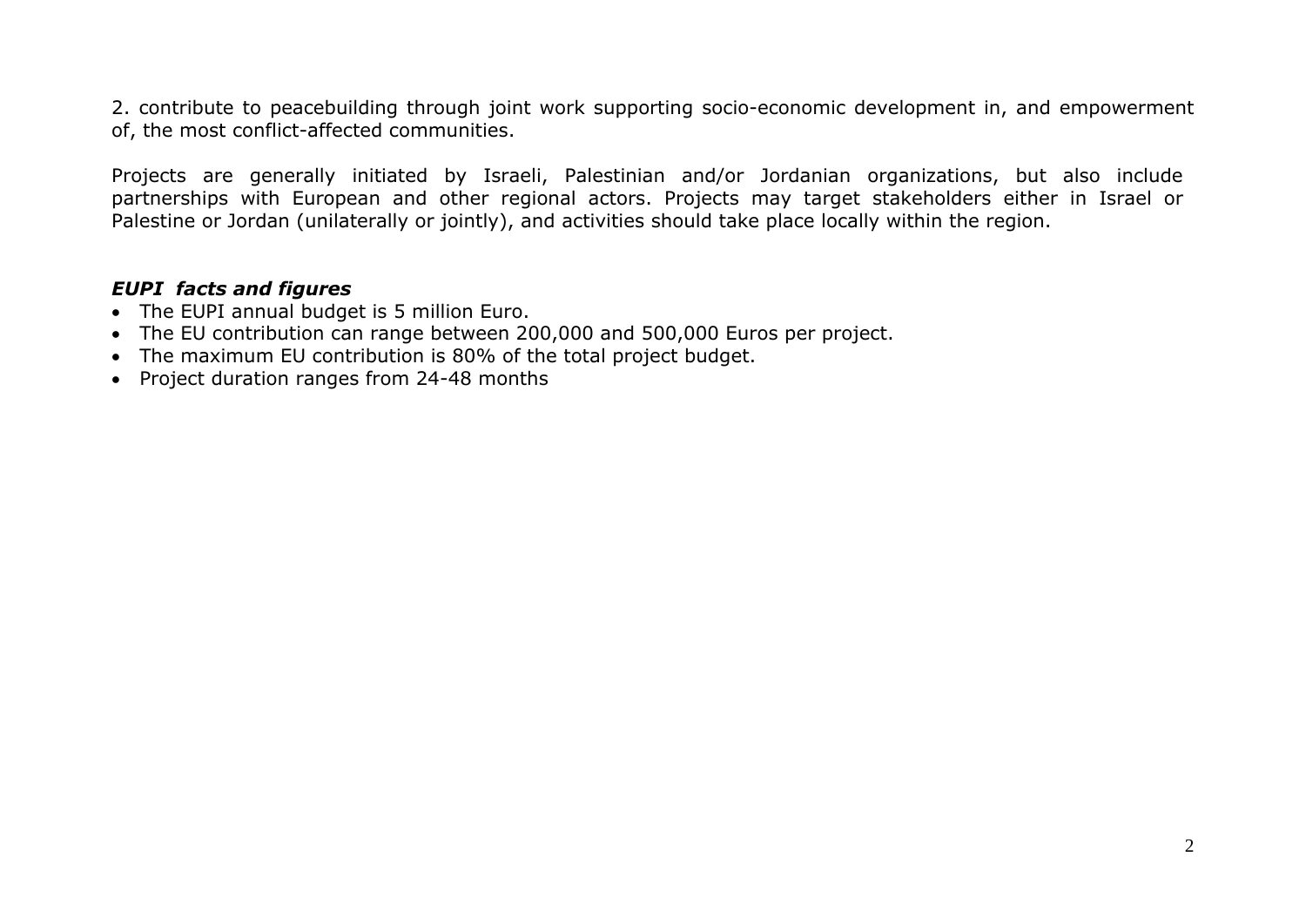2. contribute to peacebuilding through joint work supporting socio-economic development in, and empowerment of, the most conflict-affected communities.

Projects are generally initiated by Israeli, Palestinian and/or Jordanian organizations, but also include partnerships with European and other regional actors. Projects may target stakeholders either in Israel or Palestine or Jordan (unilaterally or jointly), and activities should take place locally within the region.

***EUPI facts and figures***

- The EUPI annual budget is 5 million Euro.
- The EU contribution can range between 200,000 and 500,000 Euros per project.
- The maximum EU contribution is 80% of the total project budget.
- Project duration ranges from 24-48 months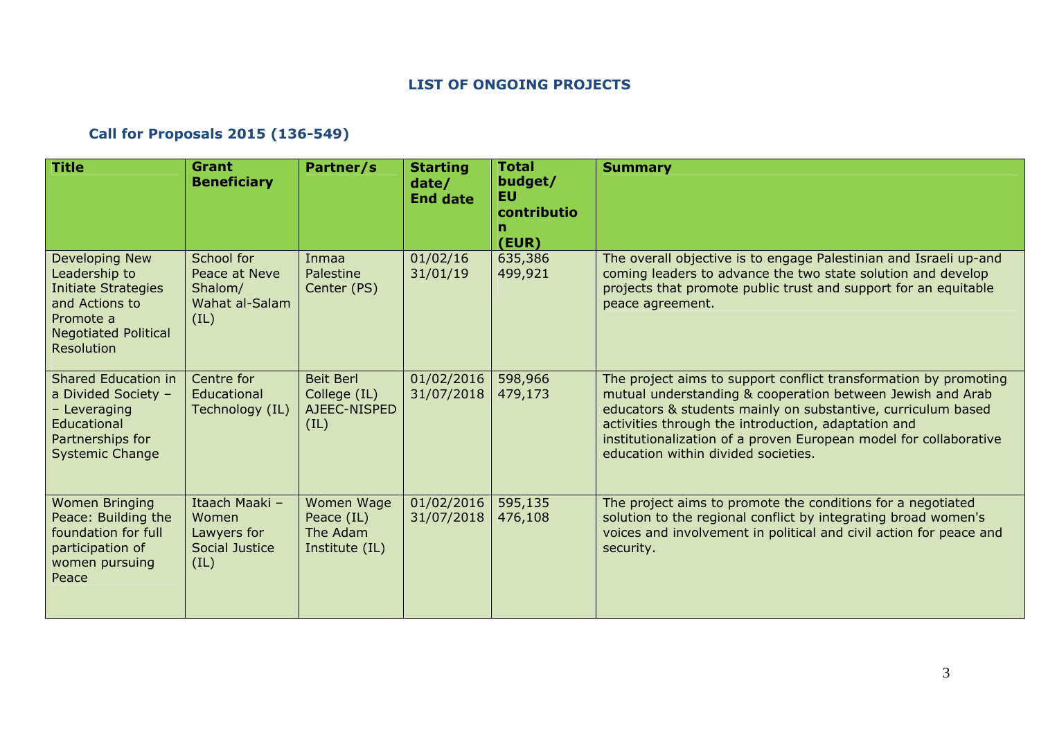## LIST OF ONGOING PROJECTS

### Call for Proposals 2015 (136-549)

| Title | Grant Beneficiary | Partner/s | Starting date/ End date | Total budget/ EU contribution (EUR) | Summary |
|---|---|---|---|---|---|
| Developing New Leadership to Initiate Strategies and Actions to Promote a Negotiated Political Resolution | School for Peace at Neve Shalom/ Wahat al-Salam (IL) | Inmaa Palestine Center (PS) | 01/02/16 31/01/19 | 635,386 499,921 | The overall objective is to engage Palestinian and Israeli up-and coming leaders to advance the two state solution and develop projects that promote public trust and support for an equitable peace agreement. |
| Shared Education in a Divided Society – – Leveraging Educational Partnerships for Systemic Change | Centre for Educational Technology (IL) | Beit Berl College (IL) AJEEC-NISPED (IL) | 01/02/2016 31/07/2018 | 598,966 479,173 | The project aims to support conflict transformation by promoting mutual understanding & cooperation between Jewish and Arab educators & students mainly on substantive, curriculum based activities through the introduction, adaptation and institutionalization of a proven European model for collaborative education within divided societies. |
| Women Bringing Peace: Building the foundation for full participation of women pursuing Peace | Itaach Maaki – Women Lawyers for Social Justice (IL) | Women Wage Peace (IL) The Adam Institute (IL) | 01/02/2016 31/07/2018 | 595,135 476,108 | The project aims to promote the conditions for a negotiated solution to the regional conflict by integrating broad women's voices and involvement in political and civil action for peace and security. |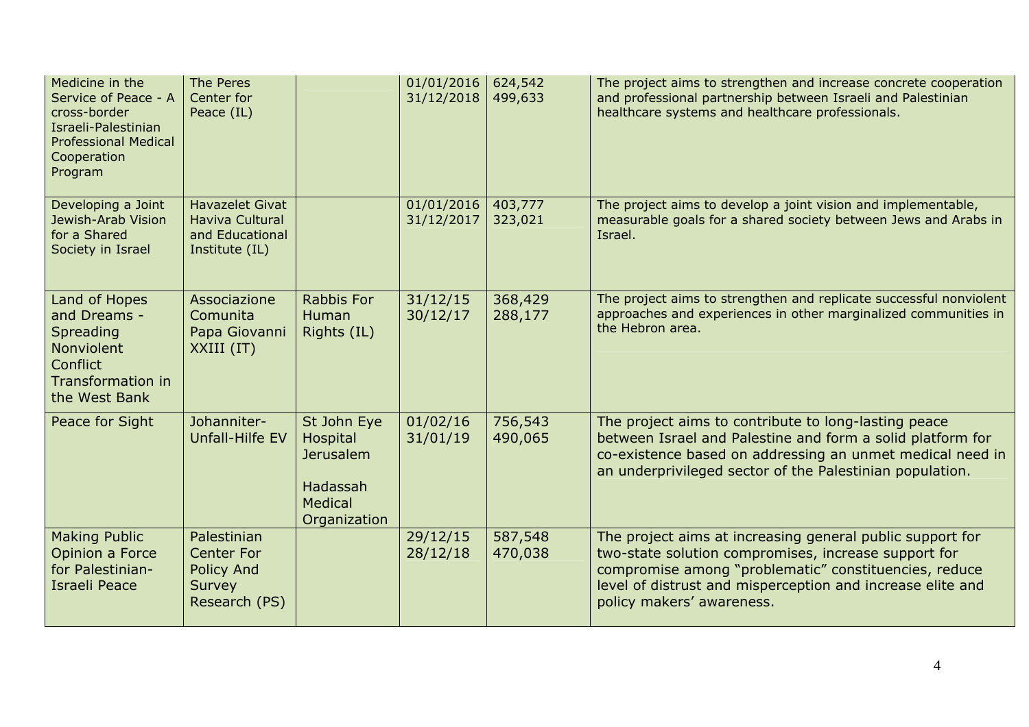| | | | | | |
|---|---|---|---|---|---|
| Medicine in the Service of Peace - A cross-border Israeli-Palestinian Professional Medical Cooperation Program | The Peres Center for Peace (IL) | | 01/01/2016 31/12/2018 | 624,542 499,633 | The project aims to strengthen and increase concrete cooperation and professional partnership between Israeli and Palestinian healthcare systems and healthcare professionals. |
| Developing a Joint Jewish-Arab Vision for a Shared Society in Israel | Havazelet Givat Haviva Cultural and Educational Institute (IL) | | 01/01/2016 31/12/2017 | 403,777 323,021 | The project aims to develop a joint vision and implementable, measurable goals for a shared society between Jews and Arabs in Israel. |
| Land of Hopes and Dreams - Spreading Nonviolent Conflict Transformation in the West Bank | Associazione Comunita Papa Giovanni XXIII (IT) | Rabbis For Human Rights (IL) | 31/12/15 30/12/17 | 368,429 288,177 | The project aims to strengthen and replicate successful nonviolent approaches and experiences in other marginalized communities in the Hebron area. |
| Peace for Sight | Johanniter-Unfall-Hilfe EV | St John Eye Hospital Jerusalem<br><br>Hadassah Medical Organization | 01/02/16 31/01/19 | 756,543 490,065 | The project aims to contribute to long-lasting peace between Israel and Palestine and form a solid platform for co-existence based on addressing an unmet medical need in an underprivileged sector of the Palestinian population. |
| Making Public Opinion a Force for Palestinian-Israeli Peace | Palestinian Center For Policy And Survey Research (PS) | | 29/12/15 28/12/18 | 587,548 470,038 | The project aims at increasing general public support for two-state solution compromises, increase support for compromise among "problematic" constituencies, reduce level of distrust and misperception and increase elite and policy makers' awareness. |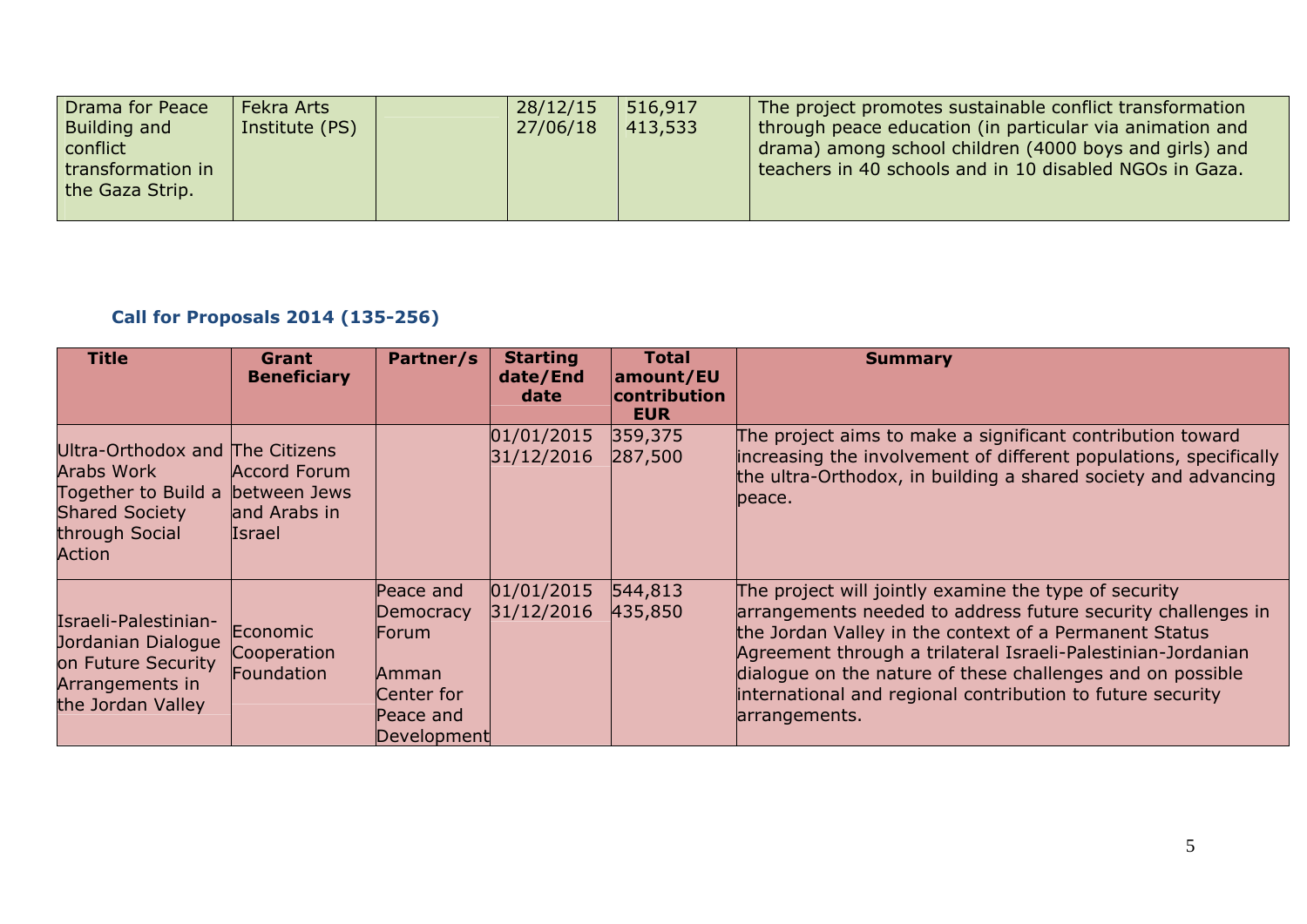| Drama for Peace Building and conflict transformation in the Gaza Strip. | Fekra Arts Institute (PS) | | 28/12/15<br>27/06/18 | 516,917<br>413,533 | The project promotes sustainable conflict transformation through peace education (in particular via animation and drama) among school children (4000 boys and girls) and teachers in 40 schools and in 10 disabled NGOs in Gaza. |
|---|---|---|---|---|---|

### Call for Proposals 2014 (135-256)

| Title | Grant Beneficiary | Partner/s | Starting date/End date | Total amount/EU contribution EUR | Summary |
|---|---|---|---|---|---|
| Ultra-Orthodox and Arabs Work Together to Build a Shared Society through Social Action | The Citizens Accord Forum between Jews and Arabs in Israel | | 01/01/2015<br>31/12/2016 | 359,375<br>287,500 | The project aims to make a significant contribution toward increasing the involvement of different populations, specifically the ultra-Orthodox, in building a shared society and advancing peace. |
| Israeli-Palestinian-Jordanian Dialogue on Future Security Arrangements in the Jordan Valley | Economic Cooperation Foundation | Peace and Democracy Forum<br><br>Amman Center for Peace and Development | 01/01/2015<br>31/12/2016 | 544,813<br>435,850 | The project will jointly examine the type of security arrangements needed to address future security challenges in the Jordan Valley in the context of a Permanent Status Agreement through a trilateral Israeli-Palestinian-Jordanian dialogue on the nature of these challenges and on possible international and regional contribution to future security arrangements. |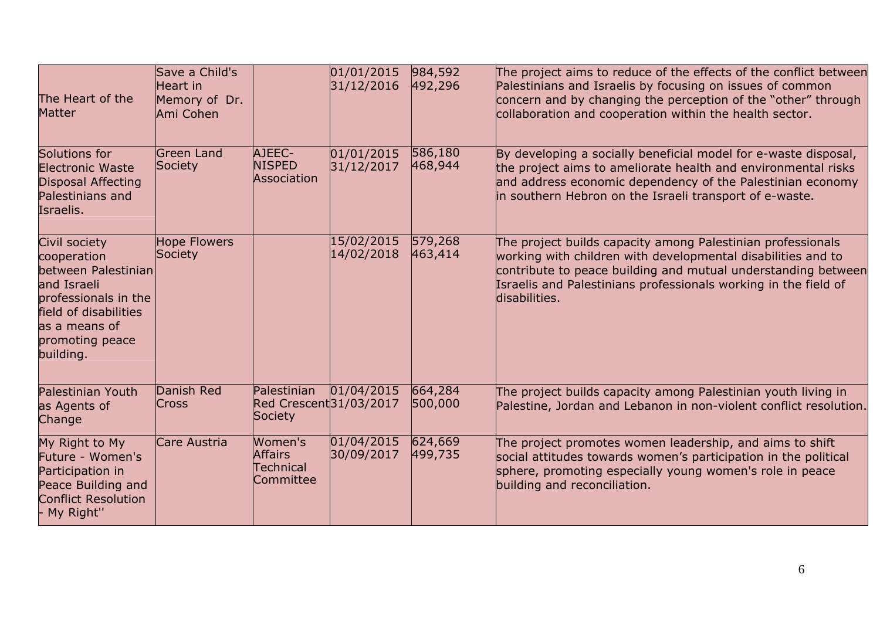| | | | | | |
|---|---|---|---|---|---|
| The Heart of the Matter | Save a Child's Heart in Memory of Dr. Ami Cohen | | 01/01/2015 31/12/2016 | 984,592 492,296 | The project aims to reduce of the effects of the conflict between Palestinians and Israelis by focusing on issues of common concern and by changing the perception of the “other” through collaboration and cooperation within the health sector. |
| Solutions for Electronic Waste Disposal Affecting Palestinians and Israelis. | Green Land Society | AJEEC-NISPED Association | 01/01/2015 31/12/2017 | 586,180 468,944 | By developing a socially beneficial model for e-waste disposal, the project aims to ameliorate health and environmental risks and address economic dependency of the Palestinian economy in southern Hebron on the Israeli transport of e-waste. |
| Civil society cooperation between Palestinian and Israeli professionals in the field of disabilities as a means of promoting peace building. | Hope Flowers Society | | 15/02/2015 14/02/2018 | 579,268 463,414 | The project builds capacity among Palestinian professionals working with children with developmental disabilities and to contribute to peace building and mutual understanding between Israelis and Palestinians professionals working in the field of disabilities. |
| Palestinian Youth as Agents of Change | Danish Red Cross | Palestinian Red Crescent Society | 01/04/2015 31/03/2017 | 664,284 500,000 | The project builds capacity among Palestinian youth living in Palestine, Jordan and Lebanon in non-violent conflict resolution. |
| My Right to My Future - Women's Participation in Peace Building and Conflict Resolution - My Right'' | Care Austria | Women's Affairs Technical Committee | 01/04/2015 30/09/2017 | 624,669 499,735 | The project promotes women leadership, and aims to shift social attitudes towards women’s participation in the political sphere, promoting especially young women's role in peace building and reconciliation. |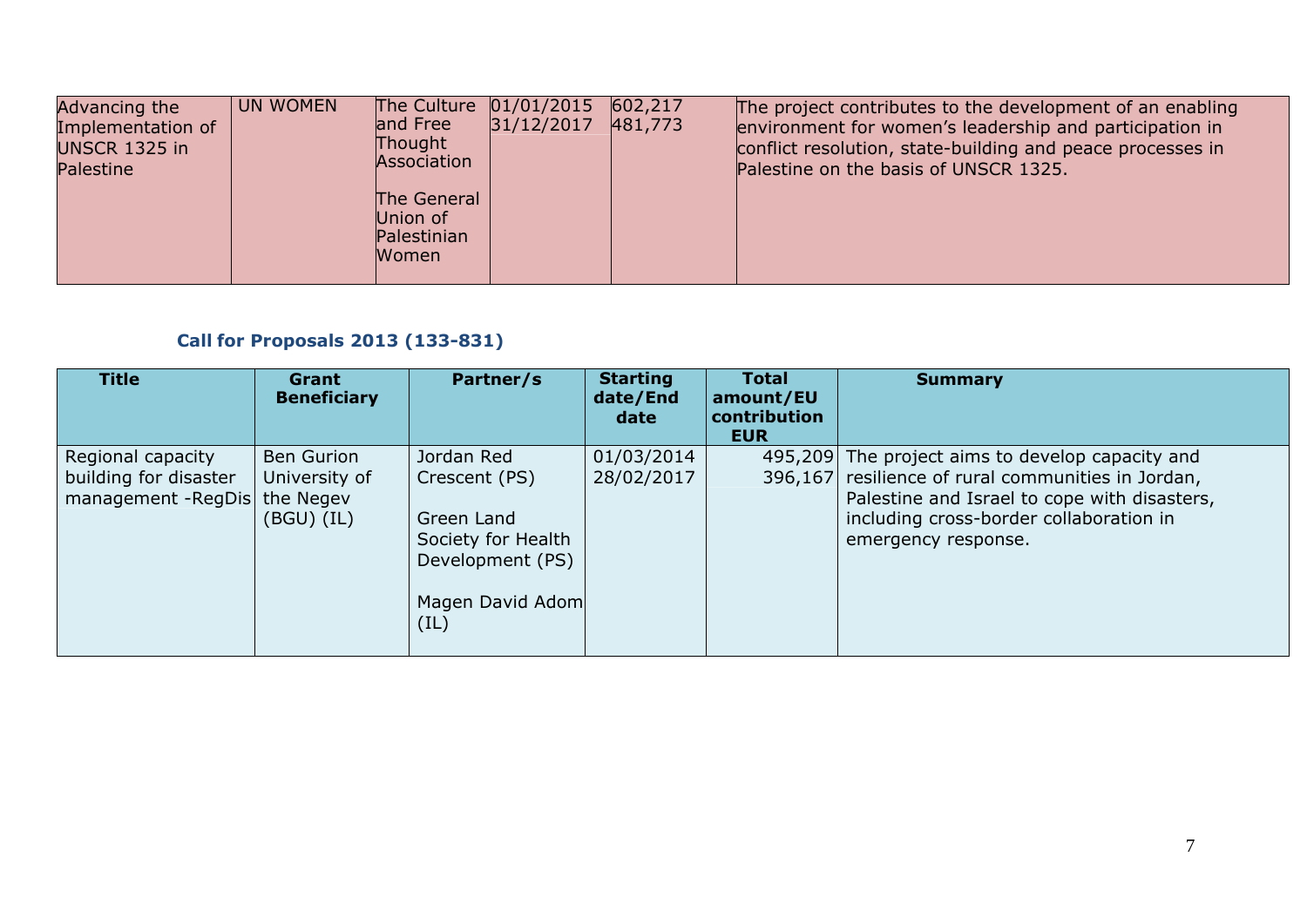| Advancing the Implementation of UNSCR 1325 in Palestine | UN WOMEN | The Culture and Free Thought Association<br><br>The General Union of Palestinian Women | 01/01/2015<br>31/12/2017 | 602,217<br>481,773 | The project contributes to the development of an enabling environment for women's leadership and participation in conflict resolution, state-building and peace processes in Palestine on the basis of UNSCR 1325. |
|---|---|---|---|---|---|

### Call for Proposals 2013 (133-831)

| Title | Grant Beneficiary | Partner/s | Starting date/End date | Total amount/EU contribution EUR | Summary |
|---|---|---|---|---|---|
| Regional capacity building for disaster management -RegDis | Ben Gurion University of the Negev (BGU) (IL) | Jordan Red Crescent (PS)<br><br>Green Land Society for Health Development (PS)<br><br>Magen David Adom (IL) | 01/03/2014<br>28/02/2017 | 495,209<br>396,167 | The project aims to develop capacity and resilience of rural communities in Jordan, Palestine and Israel to cope with disasters, including cross-border collaboration in emergency response. |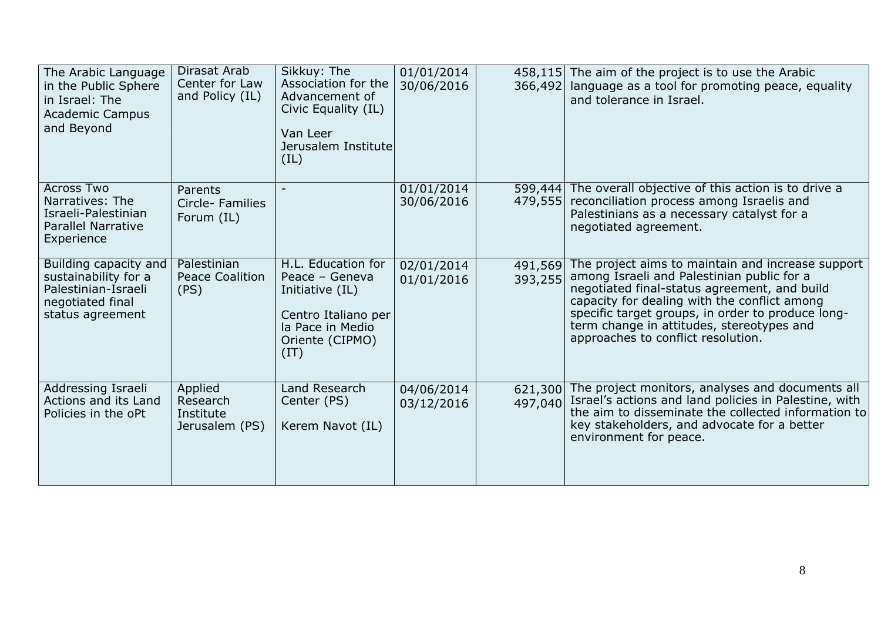| | | | | | |
|---|---|---|---|---|---|
| The Arabic Language in the Public Sphere in Israel: The Academic Campus and Beyond | Dirasat Arab Center for Law and Policy (IL) | Sikkuy: The Association for the Advancement of Civic Equality (IL)<br><br>Van Leer Jerusalem Institute (IL) | 01/01/2014<br>30/06/2016 | 458,115<br>366,492 | The aim of the project is to use the Arabic language as a tool for promoting peace, equality and tolerance in Israel. |
| Across Two Narratives: The Israeli-Palestinian Parallel Narrative Experience | Parents Circle- Families Forum (IL) | - | 01/01/2014<br>30/06/2016 | 599,444<br>479,555 | The overall objective of this action is to drive a reconciliation process among Israelis and Palestinians as a necessary catalyst for a negotiated agreement. |
| Building capacity and sustainability for a Palestinian-Israeli negotiated final status agreement | Palestinian Peace Coalition (PS) | H.L. Education for Peace – Geneva Initiative (IL)<br><br>Centro Italiano per la Pace in Medio Oriente (CIPMO) (IT) | 02/01/2014<br>01/01/2016 | 491,569<br>393,255 | The project aims to maintain and increase support among Israeli and Palestinian public for a negotiated final-status agreement, and build capacity for dealing with the conflict among specific target groups, in order to produce long-term change in attitudes, stereotypes and approaches to conflict resolution. |
| Addressing Israeli Actions and its Land Policies in the oPt | Applied Research Institute Jerusalem (PS) | Land Research Center (PS)<br><br>Kerem Navot (IL) | 04/06/2014<br>03/12/2016 | 621,300<br>497,040 | The project monitors, analyses and documents all Israel's actions and land policies in Palestine, with the aim to disseminate the collected information to key stakeholders, and advocate for a better environment for peace. |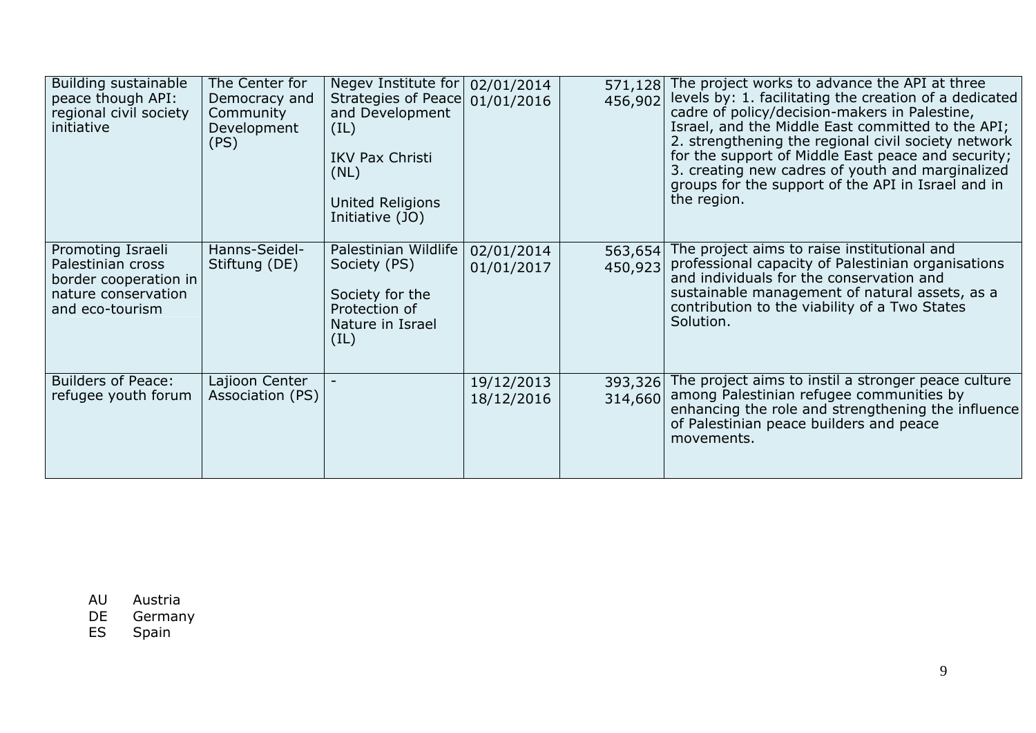| | | | | | |
|---|---|---|---|---|---|
| Building sustainable peace though API: regional civil society initiative | The Center for Democracy and Community Development (PS) | Negev Institute for Strategies of Peace and Development (IL)<br><br>IKV Pax Christi (NL)<br><br>United Religions Initiative (JO) | 02/01/2014<br>01/01/2016 | 571,128<br>456,902 | The project works to advance the API at three levels by: 1. facilitating the creation of a dedicated cadre of policy/decision-makers in Palestine, Israel, and the Middle East committed to the API; 2. strengthening the regional civil society network for the support of Middle East peace and security; 3. creating new cadres of youth and marginalized groups for the support of the API in Israel and in the region. |
| Promoting Israeli Palestinian cross border cooperation in nature conservation and eco-tourism | Hanns-Seidel-Stiftung (DE) | Palestinian Wildlife Society (PS)<br><br>Society for the Protection of Nature in Israel (IL) | 02/01/2014<br>01/01/2017 | 563,654<br>450,923 | The project aims to raise institutional and professional capacity of Palestinian organisations and individuals for the conservation and sustainable management of natural assets, as a contribution to the viability of a Two States Solution. |
| Builders of Peace: refugee youth forum | Lajioon Center Association (PS) | - | 19/12/2013<br>18/12/2016 | 393,326<br>314,660 | The project aims to instil a stronger peace culture among Palestinian refugee communities by enhancing the role and strengthening the influence of Palestinian peace builders and peace movements. |

AU Austria
DE Germany
ES Spain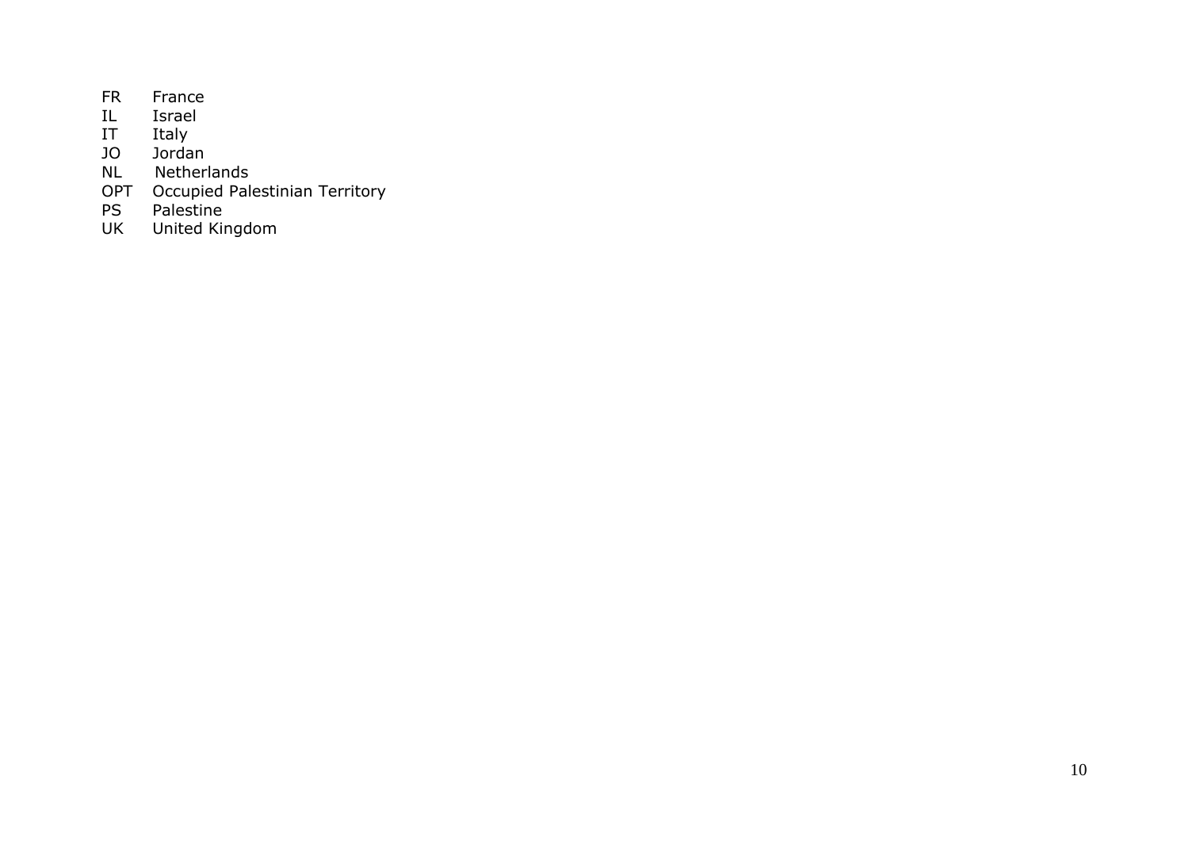| | |
|---|---|
| FR | France |
| IL | Israel |
| IT | Italy |
| JO | Jordan |
| NL | Netherlands |
| OPT | Occupied Palestinian Territory |
| PS | Palestine |
| UK | United Kingdom |